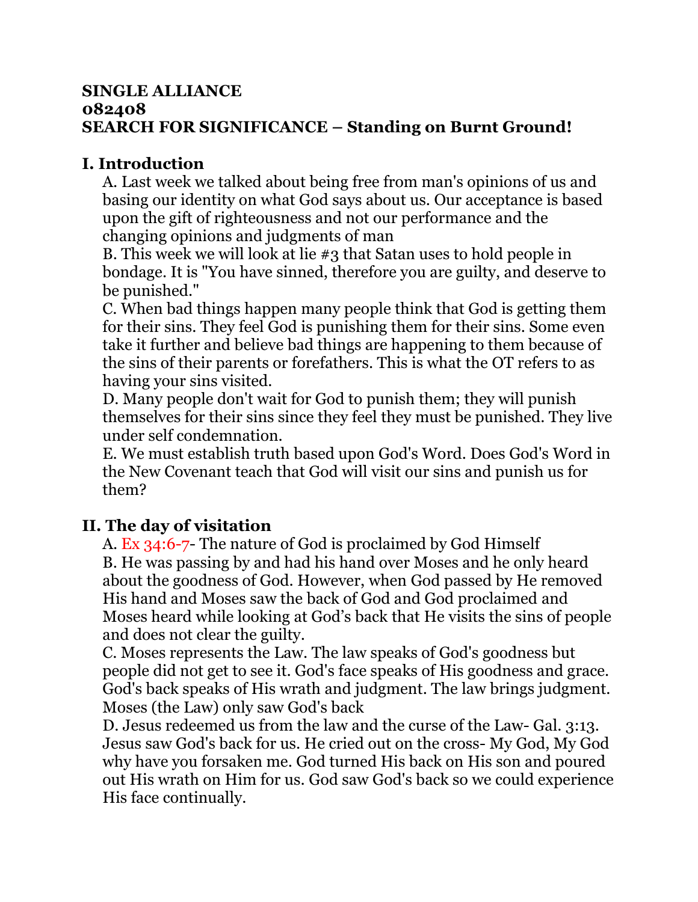**SINGLE ALLIANCE**
**082408**
**SEARCH FOR SIGNIFICANCE – Standing on Burnt Ground!**

## I. Introduction

A. Last week we talked about being free from man's opinions of us and basing our identity on what God says about us. Our acceptance is based upon the gift of righteousness and not our performance and the changing opinions and judgments of man

B. This week we will look at lie #3 that Satan uses to hold people in bondage. It is "You have sinned, therefore you are guilty, and deserve to be punished."

C. When bad things happen many people think that God is getting them for their sins. They feel God is punishing them for their sins. Some even take it further and believe bad things are happening to them because of the sins of their parents or forefathers. This is what the OT refers to as having your sins visited.

D. Many people don't wait for God to punish them; they will punish themselves for their sins since they feel they must be punished. They live under self condemnation.

E. We must establish truth based upon God's Word. Does God's Word in the New Covenant teach that God will visit our sins and punish us for them?

## II. The day of visitation

A. Ex 34:6-7- The nature of God is proclaimed by God Himself

B. He was passing by and had his hand over Moses and he only heard about the goodness of God. However, when God passed by He removed His hand and Moses saw the back of God and God proclaimed and Moses heard while looking at God's back that He visits the sins of people and does not clear the guilty.

C. Moses represents the Law. The law speaks of God's goodness but people did not get to see it. God's face speaks of His goodness and grace. God's back speaks of His wrath and judgment. The law brings judgment. Moses (the Law) only saw God's back

D. Jesus redeemed us from the law and the curse of the Law- Gal. 3:13. Jesus saw God's back for us. He cried out on the cross- My God, My God why have you forsaken me. God turned His back on His son and poured out His wrath on Him for us. God saw God's back so we could experience His face continually.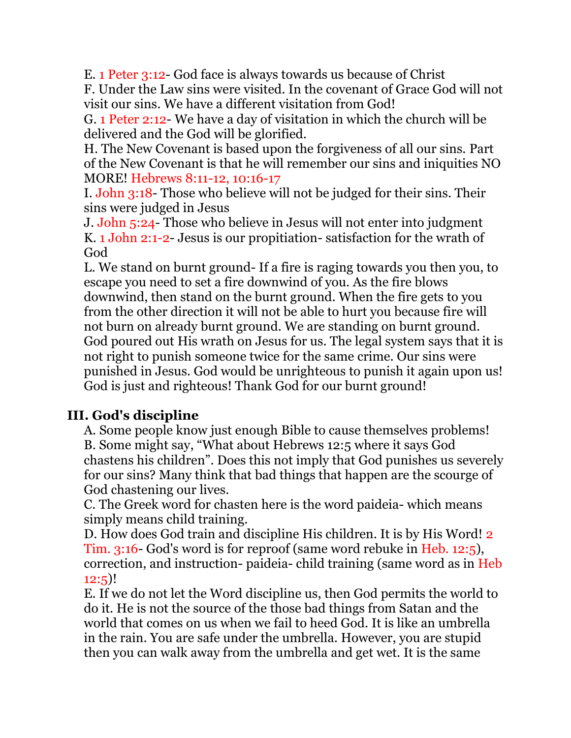E. 1 Peter 3:12- God face is always towards us because of Christ
F. Under the Law sins were visited. In the covenant of Grace God will not visit our sins. We have a different visitation from God!
G. 1 Peter 2:12- We have a day of visitation in which the church will be delivered and the God will be glorified.
H. The New Covenant is based upon the forgiveness of all our sins. Part of the New Covenant is that he will remember our sins and iniquities NO MORE! Hebrews 8:11-12, 10:16-17
I. John 3:18- Those who believe will not be judged for their sins. Their sins were judged in Jesus
J. John 5:24- Those who believe in Jesus will not enter into judgment
K. 1 John 2:1-2- Jesus is our propitiation- satisfaction for the wrath of God
L. We stand on burnt ground- If a fire is raging towards you then you, to escape you need to set a fire downwind of you. As the fire blows downwind, then stand on the burnt ground. When the fire gets to you from the other direction it will not be able to hurt you because fire will not burn on already burnt ground. We are standing on burnt ground. God poured out His wrath on Jesus for us. The legal system says that it is not right to punish someone twice for the same crime. Our sins were punished in Jesus. God would be unrighteous to punish it again upon us! God is just and righteous! Thank God for our burnt ground!

## III. God's discipline

A. Some people know just enough Bible to cause themselves problems!
B. Some might say, "What about Hebrews 12:5 where it says God chastens his children". Does this not imply that God punishes us severely for our sins? Many think that bad things that happen are the scourge of God chastening our lives.
C. The Greek word for chasten here is the word paideia- which means simply means child training.
D. How does God train and discipline His children. It is by His Word! 2 Tim. 3:16- God's word is for reproof (same word rebuke in Heb. 12:5), correction, and instruction- paideia- child training (same word as in Heb 12:5)!
E. If we do not let the Word discipline us, then God permits the world to do it. He is not the source of the those bad things from Satan and the world that comes on us when we fail to heed God. It is like an umbrella in the rain. You are safe under the umbrella. However, you are stupid then you can walk away from the umbrella and get wet. It is the same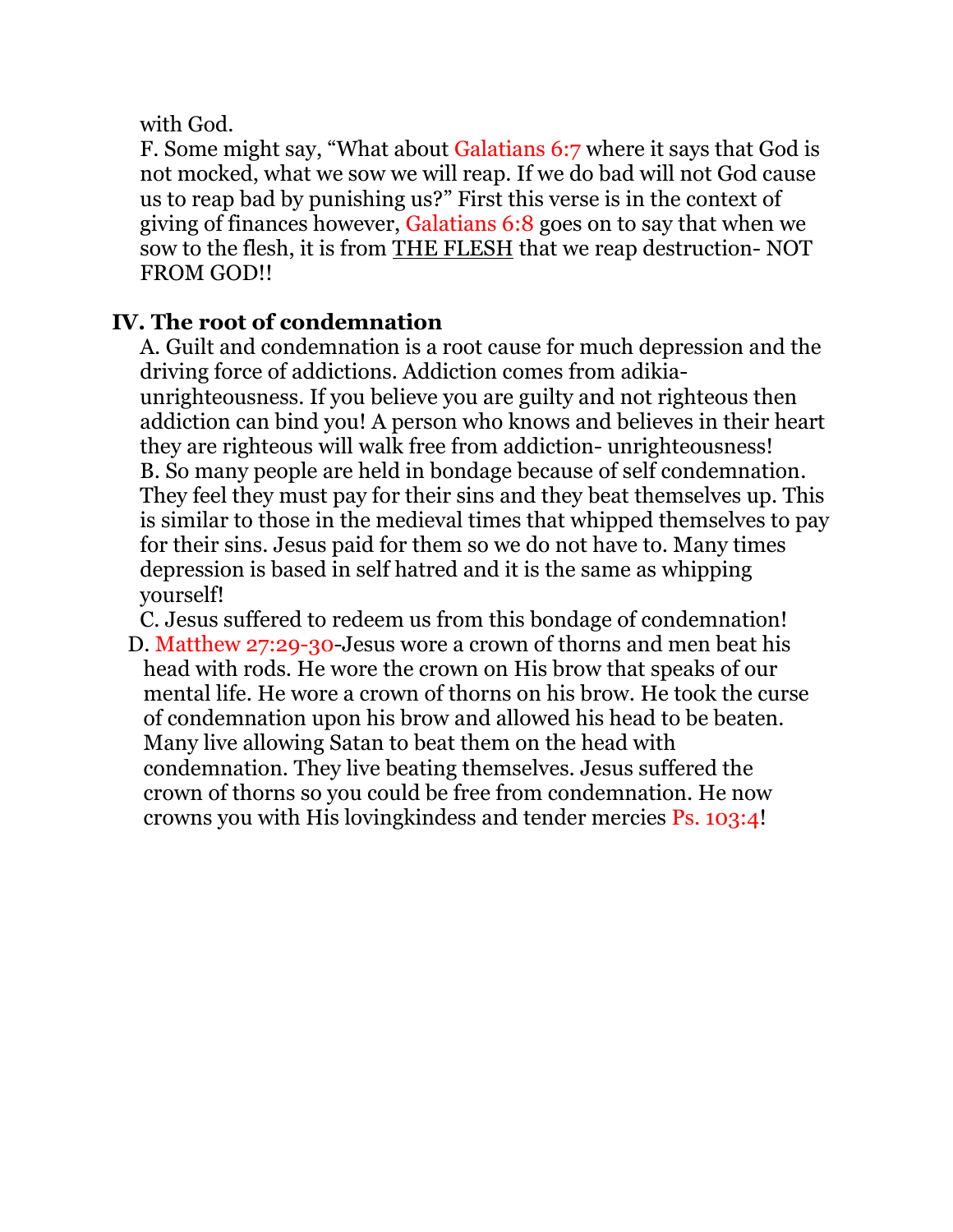with God.

F. Some might say, "What about Galatians 6:7 where it says that God is not mocked, what we sow we will reap. If we do bad will not God cause us to reap bad by punishing us?" First this verse is in the context of giving of finances however, Galatians 6:8 goes on to say that when we sow to the flesh, it is from <u>THE FLESH</u> that we reap destruction- NOT FROM GOD!!

## IV. The root of condemnation

A. Guilt and condemnation is a root cause for much depression and the driving force of addictions. Addiction comes from adikia- unrighteousness. If you believe you are guilty and not righteous then addiction can bind you! A person who knows and believes in their heart they are righteous will walk free from addiction- unrighteousness!

B. So many people are held in bondage because of self condemnation. They feel they must pay for their sins and they beat themselves up. This is similar to those in the medieval times that whipped themselves to pay for their sins. Jesus paid for them so we do not have to. Many times depression is based in self hatred and it is the same as whipping yourself!

C. Jesus suffered to redeem us from this bondage of condemnation!

D. Matthew 27:29-30-Jesus wore a crown of thorns and men beat his head with rods. He wore the crown on His brow that speaks of our mental life. He wore a crown of thorns on his brow. He took the curse of condemnation upon his brow and allowed his head to be beaten. Many live allowing Satan to beat them on the head with condemnation. They live beating themselves. Jesus suffered the crown of thorns so you could be free from condemnation. He now crowns you with His lovingkindess and tender mercies Ps. 103:4!